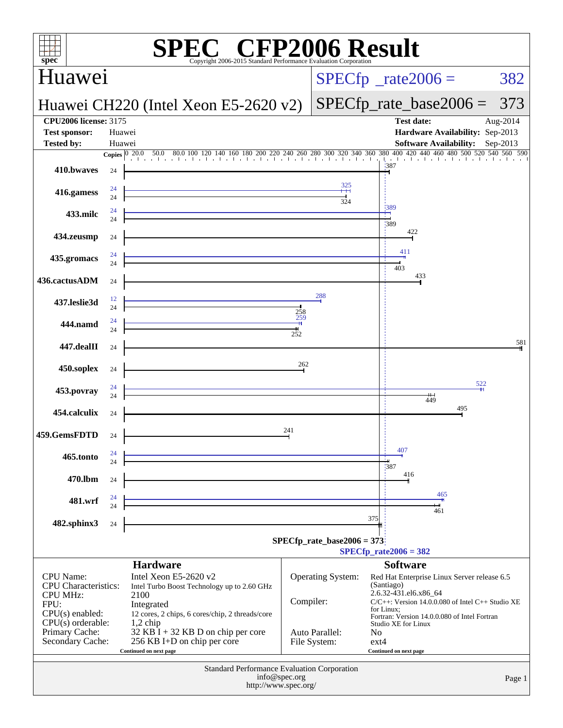# SPEC CFP2006 Result

Copyright 2006-2015 Standard Performance Evaluation Corporation

## Huawei

**Huawei CH220 (Intel Xeon E5-2620 v2)**

SPECfp_rate2006 = 382

SPECfp_rate_base2006 = 373

| | | | |
|---|---|---|---|
| **CPU2006 license:** | 3175 | **Test date:** | Aug-2014 |
| **Test sponsor:** | Huawei | **Hardware Availability:** | Sep-2013 |
| **Tested by:** | Huawei | **Software Availability:** | Sep-2013 |

| Benchmark | Copies (peak) | Peak | Copies (base) | Base |
|---|---|---|---|---|
| 410.bwaves | | | 24 | 387 |
| 416.gamess | 24 | 325 | 24 | 324 |
| 433.milc | 24 | 389 | 24 | 389 |
| 434.zeusmp | | | 24 | 422 |
| 435.gromacs | 24 | 411 | 24 | 403 |
| 436.cactusADM | | | 24 | 433 |
| 437.leslie3d | 12 | 288 | 24 | 258 |
| 444.namd | 24 | 259 | 24 | 252 |
| 447.dealII | | | 24 | 581 |
| 450.soplex | | | 24 | 262 |
| 453.povray | 24 | 522 | 24 | 449 |
| 454.calculix | | | 24 | 495 |
| 459.GemsFDTD | | | 24 | 241 |
| 465.tonto | 24 | 407 | 24 | 387 |
| 470.lbm | | | 24 | 416 |
| 481.wrf | 24 | 465 | 24 | 461 |
| 482.sphinx3 | | | 24 | 375 |

SPECfp_rate_base2006 = 373

SPECfp_rate2006 = 382

### Hardware

| | |
|---|---|
| CPU Name: | Intel Xeon E5-2620 v2 |
| CPU Characteristics: | Intel Turbo Boost Technology up to 2.60 GHz |
| CPU MHz: | 2100 |
| FPU: | Integrated |
| CPU(s) enabled: | 12 cores, 2 chips, 6 cores/chip, 2 threads/core |
| CPU(s) orderable: | 1,2 chip |
| Primary Cache: | 32 KB I + 32 KB D on chip per core |
| Secondary Cache: | 256 KB I+D on chip per core |

Continued on next page

### Software

| | |
|---|---|
| Operating System: | Red Hat Enterprise Linux Server release 6.5 (Santiago) 2.6.32-431.el6.x86_64 |
| Compiler: | C/C++: Version 14.0.0.080 of Intel C++ Studio XE for Linux; Fortran: Version 14.0.0.080 of Intel Fortran Studio XE for Linux |
| Auto Parallel: | No |
| File System: | ext4 |

Continued on next page

Standard Performance Evaluation Corporation
info@spec.org
http://www.spec.org/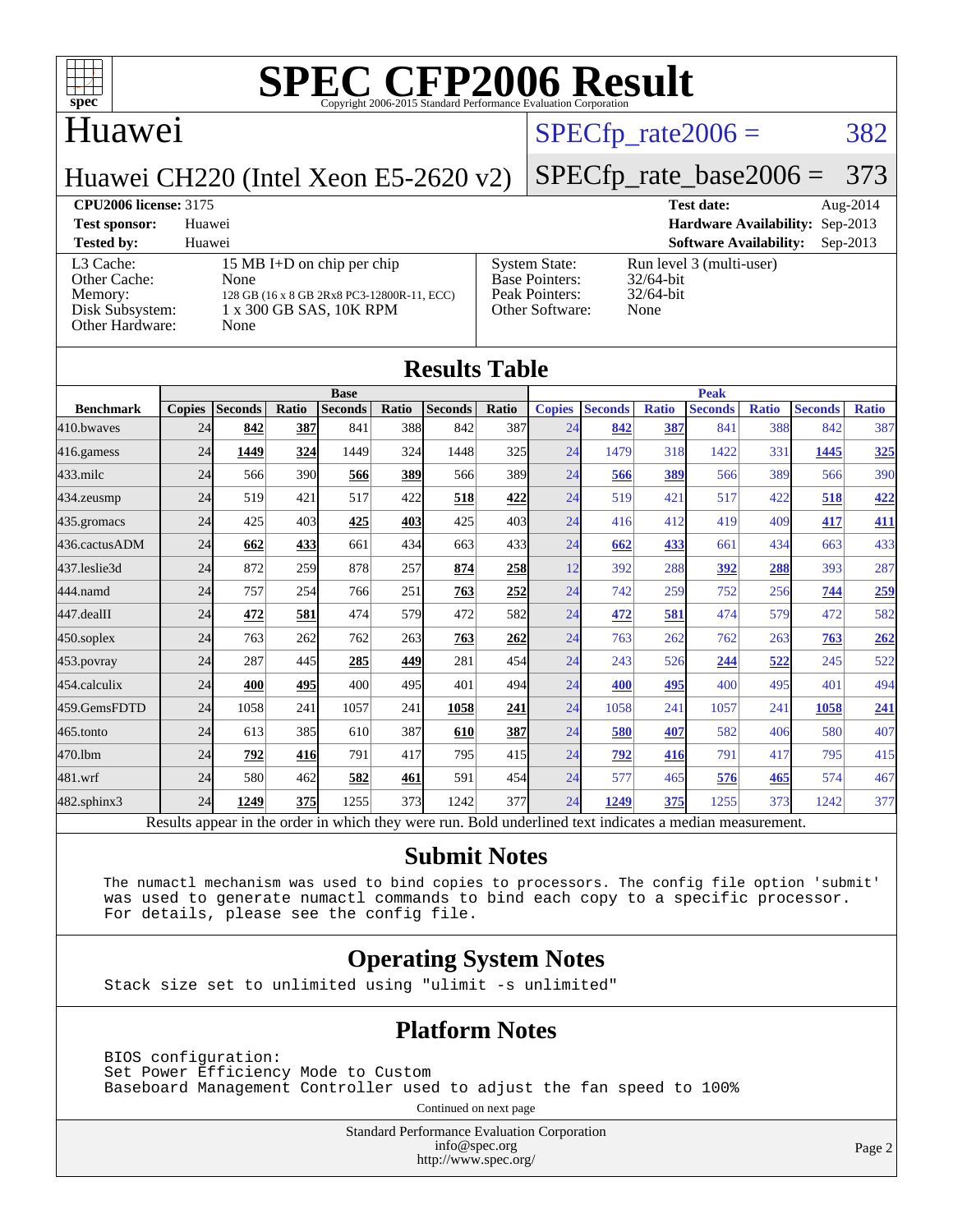# SPEC CFP2006 Result

Copyright 2006-2015 Standard Performance Evaluation Corporation

## Huawei

Huawei CH220 (Intel Xeon E5-2620 v2)

SPECfp_rate2006 = 382

SPECfp_rate_base2006 = 373

| | | | |
|---|---|---|---|
| **CPU2006 license:** 3175 | | **Test date:** | Aug-2014 |
| **Test sponsor:** | Huawei | **Hardware Availability:** | Sep-2013 |
| **Tested by:** | Huawei | **Software Availability:** | Sep-2013 |

| | | | |
|---|---|---|---|
| L3 Cache: | 15 MB I+D on chip per chip | System State: | Run level 3 (multi-user) |
| Other Cache: | None | Base Pointers: | 32/64-bit |
| Memory: | 128 GB (16 x 8 GB 2Rx8 PC3-12800R-11, ECC) | Peak Pointers: | 32/64-bit |
| Disk Subsystem: | 1 x 300 GB SAS, 10K RPM | Other Software: | None |
| Other Hardware: | None | | |

## Results Table

| Benchmark | Base | | | | | | | Peak | | | | | | |
|---|---|---|---|---|---|---|---|---|---|---|---|---|---|---|
| | Copies | Seconds | Ratio | Seconds | Ratio | Seconds | Ratio | Copies | Seconds | Ratio | Seconds | Ratio | Seconds | Ratio |
| 410.bwaves | 24 | **842** | **387** | 841 | 388 | 842 | 387 | 24 | **842** | **387** | 841 | 388 | 842 | 387 |
| 416.gamess | 24 | **1449** | **324** | 1449 | 324 | 1448 | 325 | 24 | 1479 | 318 | 1422 | 331 | **1445** | **325** |
| 433.milc | 24 | 566 | 390 | **566** | **389** | 566 | 389 | 24 | **566** | **389** | 566 | 389 | 566 | 390 |
| 434.zeusmp | 24 | 519 | 421 | 517 | 422 | **518** | **422** | 24 | 519 | 421 | 517 | 422 | **518** | **422** |
| 435.gromacs | 24 | 425 | 403 | **425** | **403** | 425 | 403 | 24 | 416 | 412 | 419 | 409 | **417** | **411** |
| 436.cactusADM | 24 | **662** | **433** | 661 | 434 | 663 | 433 | 24 | **662** | **433** | 661 | 434 | 663 | 433 |
| 437.leslie3d | 24 | 872 | 259 | 878 | 257 | **874** | **258** | 12 | 392 | 288 | **392** | **288** | 393 | 287 |
| 444.namd | 24 | 757 | 254 | 766 | 251 | **763** | **252** | 24 | 742 | 259 | 752 | 256 | **744** | **259** |
| 447.dealII | 24 | **472** | **581** | 474 | 579 | 472 | 582 | 24 | **472** | **581** | 474 | 579 | 472 | 582 |
| 450.soplex | 24 | 763 | 262 | 762 | 263 | **763** | **262** | 24 | 763 | 262 | 762 | 263 | **763** | **262** |
| 453.povray | 24 | 287 | 445 | **285** | **449** | 281 | 454 | 24 | 243 | 526 | **244** | **522** | 245 | 522 |
| 454.calculix | 24 | **400** | **495** | 400 | 495 | 401 | 494 | 24 | **400** | **495** | 400 | 495 | 401 | 494 |
| 459.GemsFDTD | 24 | 1058 | 241 | 1057 | 241 | **1058** | **241** | 24 | 1058 | 241 | 1057 | 241 | **1058** | **241** |
| 465.tonto | 24 | 613 | 385 | 610 | 387 | **610** | **387** | 24 | **580** | **407** | 582 | 406 | 580 | 407 |
| 470.lbm | 24 | **792** | **416** | 791 | 417 | 795 | 415 | 24 | **792** | **416** | 791 | 417 | 795 | 415 |
| 481.wrf | 24 | 580 | 462 | **582** | **461** | 591 | 454 | 24 | 577 | 465 | **576** | **465** | 574 | 467 |
| 482.sphinx3 | 24 | **1249** | **375** | 1255 | 373 | 1242 | 377 | 24 | **1249** | **375** | 1255 | 373 | 1242 | 377 |

Results appear in the order in which they were run. Bold underlined text indicates a median measurement.

## Submit Notes

```
The numactl mechanism was used to bind copies to processors. The config file option 'submit'
was used to generate numactl commands to bind each copy to a specific processor.
For details, please see the config file.
```

## Operating System Notes

```
Stack size set to unlimited using "ulimit -s unlimited"
```

## Platform Notes

```
BIOS configuration:
Set Power Efficiency Mode to Custom
Baseboard Management Controller used to adjust the fan speed to 100%
```

Continued on next page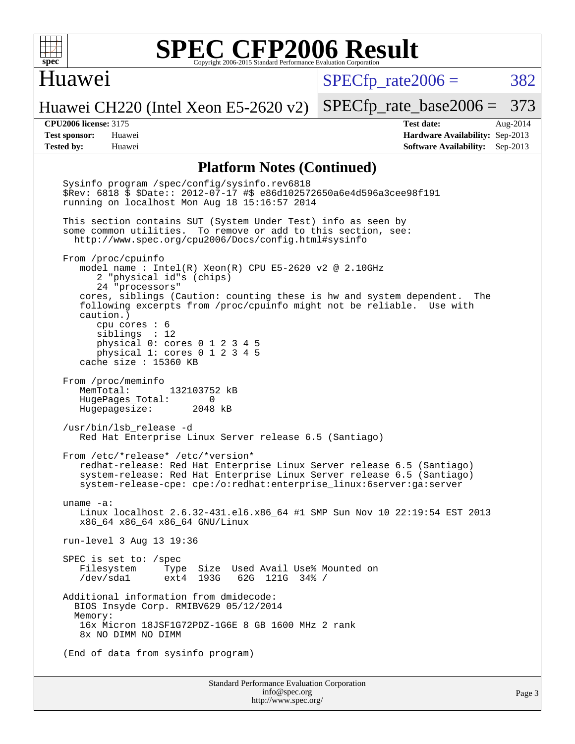## Platform Notes (Continued)

```
Sysinfo program /spec/config/sysinfo.rev6818
$Rev: 6818 $ $Date:: 2012-07-17 #$ e86d102572650a6e4d596a3cee98f191
running on localhost Mon Aug 18 15:16:57 2014

This section contains SUT (System Under Test) info as seen by
some common utilities.  To remove or add to this section, see:
  http://www.spec.org/cpu2006/Docs/config.html#sysinfo

From /proc/cpuinfo
   model name : Intel(R) Xeon(R) CPU E5-2620 v2 @ 2.10GHz
      2 "physical id"s (chips)
      24 "processors"
   cores, siblings (Caution: counting these is hw and system dependent.  The
   following excerpts from /proc/cpuinfo might not be reliable.  Use with
   caution.)
      cpu cores : 6
      siblings  : 12
      physical 0: cores 0 1 2 3 4 5
      physical 1: cores 0 1 2 3 4 5
   cache size : 15360 KB

From /proc/meminfo
   MemTotal:       132103752 kB
   HugePages_Total:       0
   Hugepagesize:       2048 kB

/usr/bin/lsb_release -d
   Red Hat Enterprise Linux Server release 6.5 (Santiago)

From /etc/*release* /etc/*version*
   redhat-release: Red Hat Enterprise Linux Server release 6.5 (Santiago)
   system-release: Red Hat Enterprise Linux Server release 6.5 (Santiago)
   system-release-cpe: cpe:/o:redhat:enterprise_linux:6server:ga:server

uname -a:
   Linux localhost 2.6.32-431.el6.x86_64 #1 SMP Sun Nov 10 22:19:54 EST 2013
   x86_64 x86_64 x86_64 GNU/Linux

run-level 3 Aug 13 19:36

SPEC is set to: /spec
   Filesystem     Type  Size  Used Avail Use% Mounted on
   /dev/sda1      ext4  193G   62G  121G  34% /

Additional information from dmidecode:
  BIOS Insyde Corp. RMIBV629 05/12/2014
  Memory:
   16x Micron 18JSF1G72PDZ-1G6E 8 GB 1600 MHz 2 rank
   8x NO DIMM NO DIMM

(End of data from sysinfo program)
```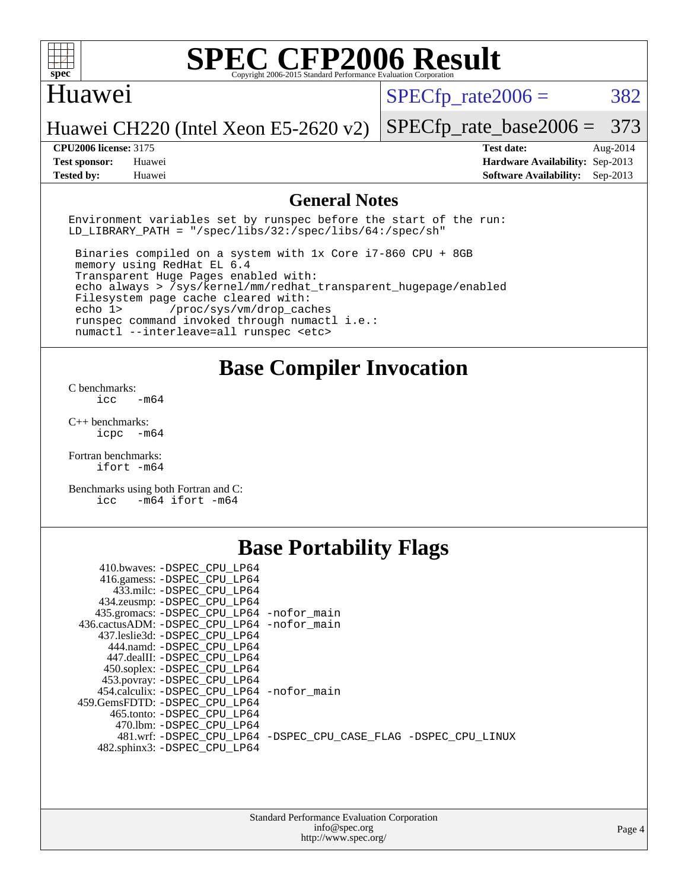# SPEC CFP2006 Result

Copyright 2006-2015 Standard Performance Evaluation Corporation

## Huawei

Huawei CH220 (Intel Xeon E5-2620 v2)

SPECfp_rate2006 = 382

SPECfp_rate_base2006 = 373

| | | | |
|---|---|---|---|
| **CPU2006 license:** | 3175 | **Test date:** | Aug-2014 |
| **Test sponsor:** | Huawei | **Hardware Availability:** | Sep-2013 |
| **Tested by:** | Huawei | **Software Availability:** | Sep-2013 |

## General Notes

```
Environment variables set by runspec before the start of the run:
LD_LIBRARY_PATH = "/spec/libs/32:/spec/libs/64:/spec/sh"

 Binaries compiled on a system with 1x Core i7-860 CPU + 8GB
 memory using RedHat EL 6.4
 Transparent Huge Pages enabled with:
 echo always > /sys/kernel/mm/redhat_transparent_hugepage/enabled
 Filesystem page cache cleared with:
 echo 1>       /proc/sys/vm/drop_caches
 runspec command invoked through numactl i.e.:
 numactl --interleave=all runspec <etc>
```

## Base Compiler Invocation

C benchmarks:
```
icc   -m64
```

C++ benchmarks:
```
icpc  -m64
```

Fortran benchmarks:
```
ifort -m64
```

Benchmarks using both Fortran and C:
```
icc   -m64 ifort -m64
```

## Base Portability Flags

```
     410.bwaves: -DSPEC_CPU_LP64
     416.gamess: -DSPEC_CPU_LP64
       433.milc: -DSPEC_CPU_LP64
     434.zeusmp: -DSPEC_CPU_LP64
    435.gromacs: -DSPEC_CPU_LP64 -nofor_main
 436.cactusADM: -DSPEC_CPU_LP64 -nofor_main
   437.leslie3d: -DSPEC_CPU_LP64
      444.namd: -DSPEC_CPU_LP64
    447.dealII: -DSPEC_CPU_LP64
    450.soplex: -DSPEC_CPU_LP64
    453.povray: -DSPEC_CPU_LP64
  454.calculix: -DSPEC_CPU_LP64 -nofor_main
 459.GemsFDTD: -DSPEC_CPU_LP64
     465.tonto: -DSPEC_CPU_LP64
       470.lbm: -DSPEC_CPU_LP64
       481.wrf: -DSPEC_CPU_LP64 -DSPEC_CPU_CASE_FLAG -DSPEC_CPU_LINUX
   482.sphinx3: -DSPEC_CPU_LP64
```

Standard Performance Evaluation Corporation
info@spec.org
http://www.spec.org/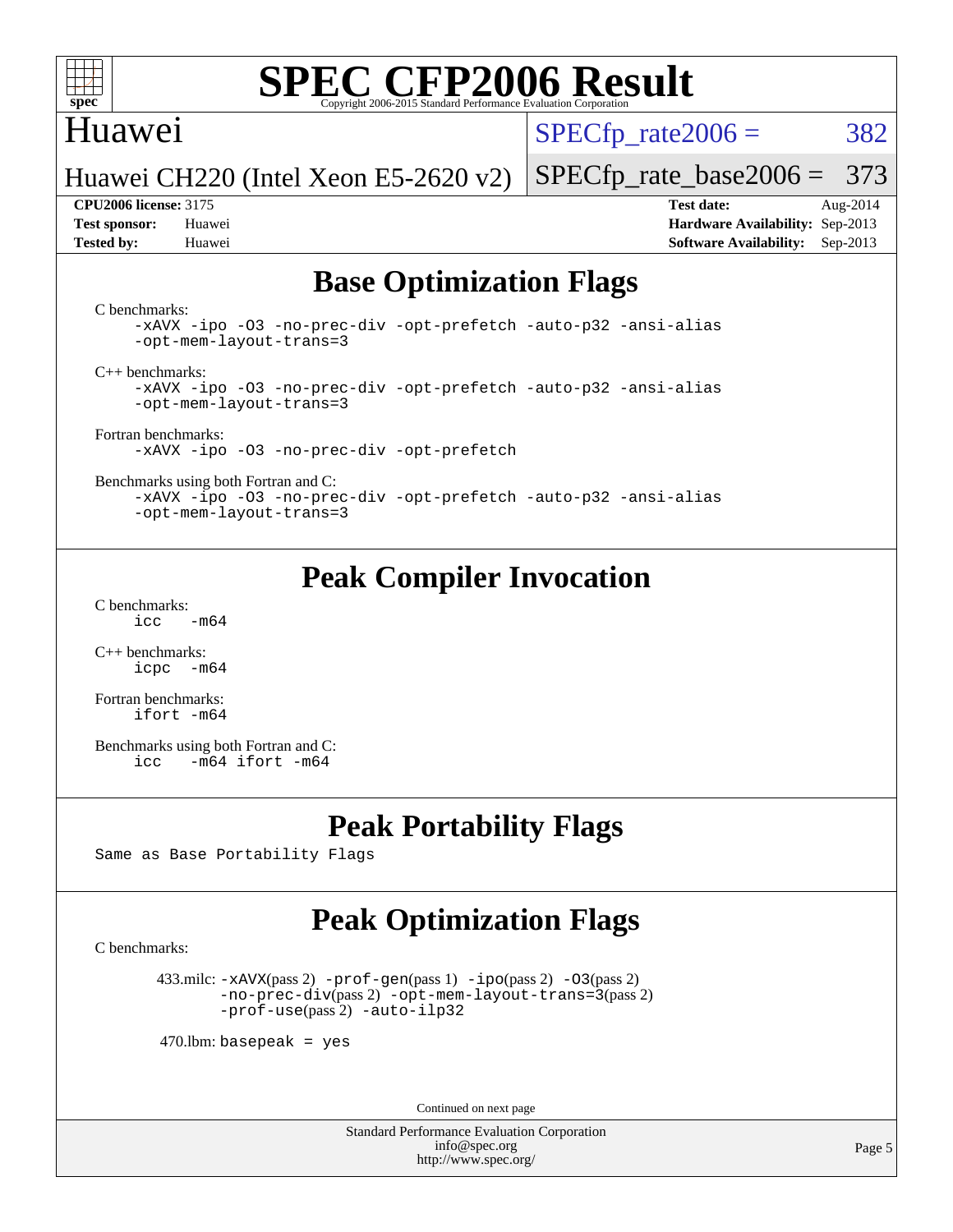## Base Optimization Flags

C benchmarks:

```
-xAVX -ipo -O3 -no-prec-div -opt-prefetch -auto-p32 -ansi-alias
-opt-mem-layout-trans=3
```

C++ benchmarks:

```
-xAVX -ipo -O3 -no-prec-div -opt-prefetch -auto-p32 -ansi-alias
-opt-mem-layout-trans=3
```

Fortran benchmarks:

```
-xAVX -ipo -O3 -no-prec-div -opt-prefetch
```

Benchmarks using both Fortran and C:

```
-xAVX -ipo -O3 -no-prec-div -opt-prefetch -auto-p32 -ansi-alias
-opt-mem-layout-trans=3
```

## Peak Compiler Invocation

C benchmarks:

```
icc   -m64
```

C++ benchmarks:

```
icpc  -m64
```

Fortran benchmarks:

```
ifort -m64
```

Benchmarks using both Fortran and C:

```
icc   -m64 ifort -m64
```

## Peak Portability Flags

Same as Base Portability Flags

## Peak Optimization Flags

C benchmarks:

433.milc: `-xAVX`(pass 2) `-prof-gen`(pass 1) `-ipo`(pass 2) `-O3`(pass 2) `-no-prec-div`(pass 2) `-opt-mem-layout-trans=3`(pass 2) `-prof-use`(pass 2) `-auto-ilp32`

470.lbm: `basepeak = yes`

Continued on next page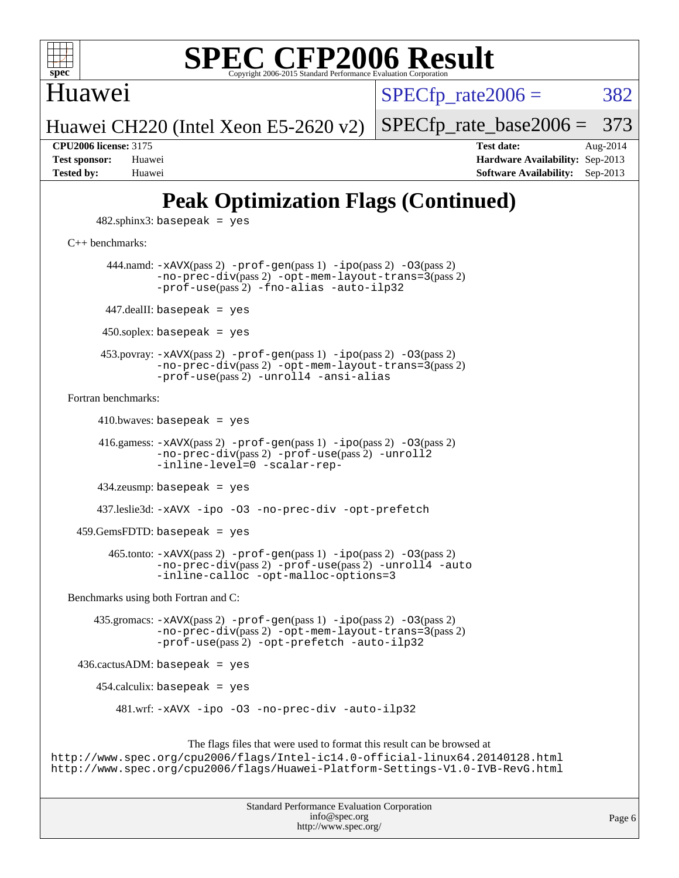# Peak Optimization Flags (Continued)

482.sphinx3: basepeak = yes

C++ benchmarks:

444.namd: -xAVX(pass 2) -prof-gen(pass 1) -ipo(pass 2) -O3(pass 2) -no-prec-div(pass 2) -opt-mem-layout-trans=3(pass 2) -prof-use(pass 2) -fno-alias -auto-ilp32

447.dealII: basepeak = yes

450.soplex: basepeak = yes

453.povray: -xAVX(pass 2) -prof-gen(pass 1) -ipo(pass 2) -O3(pass 2) -no-prec-div(pass 2) -opt-mem-layout-trans=3(pass 2) -prof-use(pass 2) -unroll4 -ansi-alias

Fortran benchmarks:

410.bwaves: basepeak = yes

416.gamess: -xAVX(pass 2) -prof-gen(pass 1) -ipo(pass 2) -O3(pass 2) -no-prec-div(pass 2) -prof-use(pass 2) -unroll2 -inline-level=0 -scalar-rep-

434.zeusmp: basepeak = yes

437.leslie3d: -xAVX -ipo -O3 -no-prec-div -opt-prefetch

459.GemsFDTD: basepeak = yes

465.tonto: -xAVX(pass 2) -prof-gen(pass 1) -ipo(pass 2) -O3(pass 2) -no-prec-div(pass 2) -prof-use(pass 2) -unroll4 -auto -inline-calloc -opt-malloc-options=3

Benchmarks using both Fortran and C:

435.gromacs: -xAVX(pass 2) -prof-gen(pass 1) -ipo(pass 2) -O3(pass 2) -no-prec-div(pass 2) -opt-mem-layout-trans=3(pass 2) -prof-use(pass 2) -opt-prefetch -auto-ilp32

436.cactusADM: basepeak = yes

454.calculix: basepeak = yes

481.wrf: -xAVX -ipo -O3 -no-prec-div -auto-ilp32

The flags files that were used to format this result can be browsed at
http://www.spec.org/cpu2006/flags/Intel-ic14.0-official-linux64.20140128.html
http://www.spec.org/cpu2006/flags/Huawei-Platform-Settings-V1.0-IVB-RevG.html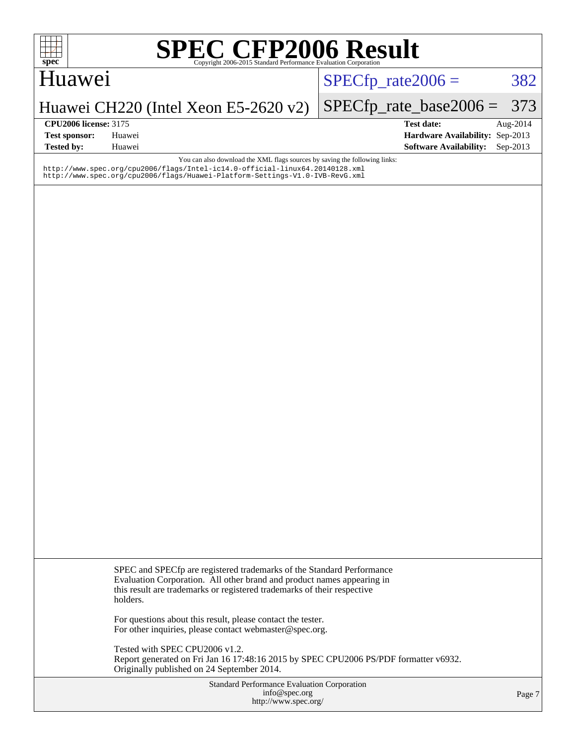You can also download the XML flags sources by saving the following links:

```
http://www.spec.org/cpu2006/flags/Intel-ic14.0-official-linux64.20140128.xml
http://www.spec.org/cpu2006/flags/Huawei-Platform-Settings-V1.0-IVB-RevG.xml
```

SPEC and SPECfp are registered trademarks of the Standard Performance Evaluation Corporation. All other brand and product names appearing in this result are trademarks or registered trademarks of their respective holders.

For questions about this result, please contact the tester.
For other inquiries, please contact webmaster@spec.org.

Tested with SPEC CPU2006 v1.2.
Report generated on Fri Jan 16 17:48:16 2015 by SPEC CPU2006 PS/PDF formatter v6932.
Originally published on 24 September 2014.